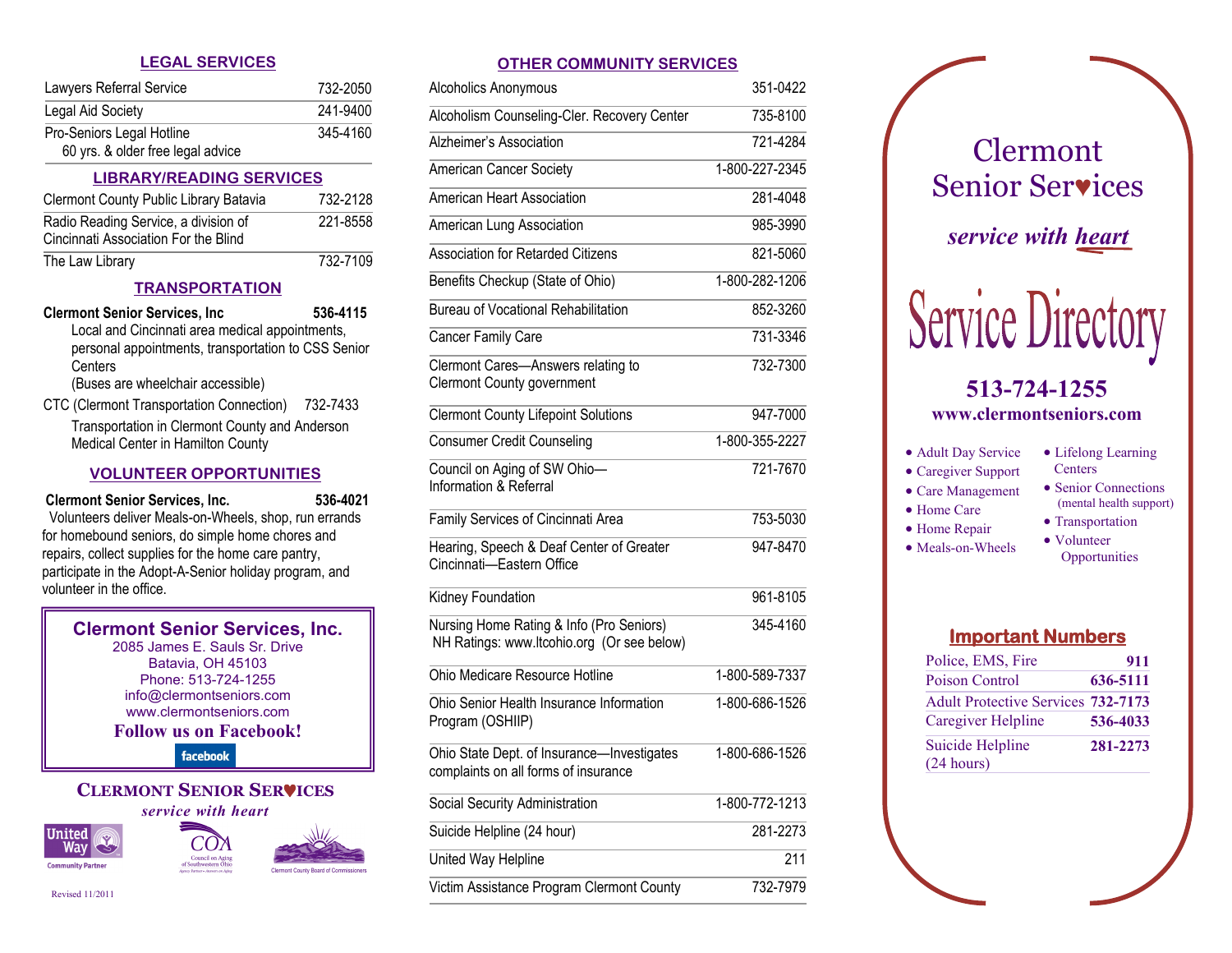## LEGAL SERVICES

| | |
|---|---|
| Lawyers Referral Service | 732-2050 |
| Legal Aid Society | 241-9400 |
| Pro-Seniors Legal Hotline<br>60 yrs. & older free legal advice | 345-4160 |

## LIBRARY/READING SERVICES

| | |
|---|---|
| Clermont County Public Library Batavia | 732-2128 |
| Radio Reading Service, a division of Cincinnati Association For the Blind | 221-8558 |
| The Law Library | 732-7109 |

## TRANSPORTATION

**Clermont Senior Services, Inc** — **536-4115**
Local and Cincinnati area medical appointments, personal appointments, transportation to CSS Senior Centers
(Buses are wheelchair accessible)

CTC (Clermont Transportation Connection) — 732-7433
Transportation in Clermont County and Anderson Medical Center in Hamilton County

## VOLUNTEER OPPORTUNITIES

**Clermont Senior Services, Inc.** — **536-4021**
Volunteers deliver Meals-on-Wheels, shop, run errands for homebound seniors, do simple home chores and repairs, collect supplies for the home care pantry, participate in the Adopt-A-Senior holiday program, and volunteer in the office.

**Clermont Senior Services, Inc.**
2085 James E. Sauls Sr. Drive
Batavia, OH 45103
Phone: 513-724-1255
info@clermontseniors.com
www.clermontseniors.com
**Follow us on Facebook!**

facebook

**CLERMONT SENIOR SERVICES**
*service with heart*

United Way Community Partner — COA Council on Aging of Southwestern Ohio — Clermont County Board of Commissioners

Revised 11/2011

## OTHER COMMUNITY SERVICES

| | |
|---|---|
| Alcoholics Anonymous | 351-0422 |
| Alcoholism Counseling-Cler. Recovery Center | 735-8100 |
| Alzheimer's Association | 721-4284 |
| American Cancer Society | 1-800-227-2345 |
| American Heart Association | 281-4048 |
| American Lung Association | 985-3990 |
| Association for Retarded Citizens | 821-5060 |
| Benefits Checkup (State of Ohio) | 1-800-282-1206 |
| Bureau of Vocational Rehabilitation | 852-3260 |
| Cancer Family Care | 731-3346 |
| Clermont Cares—Answers relating to Clermont County government | 732-7300 |
| Clermont County Lifepoint Solutions | 947-7000 |
| Consumer Credit Counseling | 1-800-355-2227 |
| Council on Aging of SW Ohio—Information & Referral | 721-7670 |
| Family Services of Cincinnati Area | 753-5030 |
| Hearing, Speech & Deaf Center of Greater Cincinnati—Eastern Office | 947-8470 |
| Kidney Foundation | 961-8105 |
| Nursing Home Rating & Info (Pro Seniors)<br>NH Ratings: www.ltcohio.org (Or see below) | 345-4160 |
| Ohio Medicare Resource Hotline | 1-800-589-7337 |
| Ohio Senior Health Insurance Information Program (OSHIIP) | 1-800-686-1526 |
| Ohio State Dept. of Insurance—Investigates complaints on all forms of insurance | 1-800-686-1526 |
| Social Security Administration | 1-800-772-1213 |
| Suicide Helpline (24 hour) | 281-2273 |
| United Way Helpline | 211 |
| Victim Assistance Program Clermont County | 732-7979 |

# Clermont Senior Services

*service with heart*

# Service Directory

**513-724-1255**
**www.clermontseniors.com**

- Adult Day Service
- Caregiver Support
- Care Management
- Home Care
- Home Repair
- Meals-on-Wheels
- Lifelong Learning Centers
- Senior Connections (mental health support)
- Transportation
- Volunteer Opportunities

## Important Numbers

| | |
|---|---|
| Police, EMS, Fire | **911** |
| Poison Control | **636-5111** |
| Adult Protective Services | **732-7173** |
| Caregiver Helpline | **536-4033** |
| Suicide Helpline (24 hours) | **281-2273** |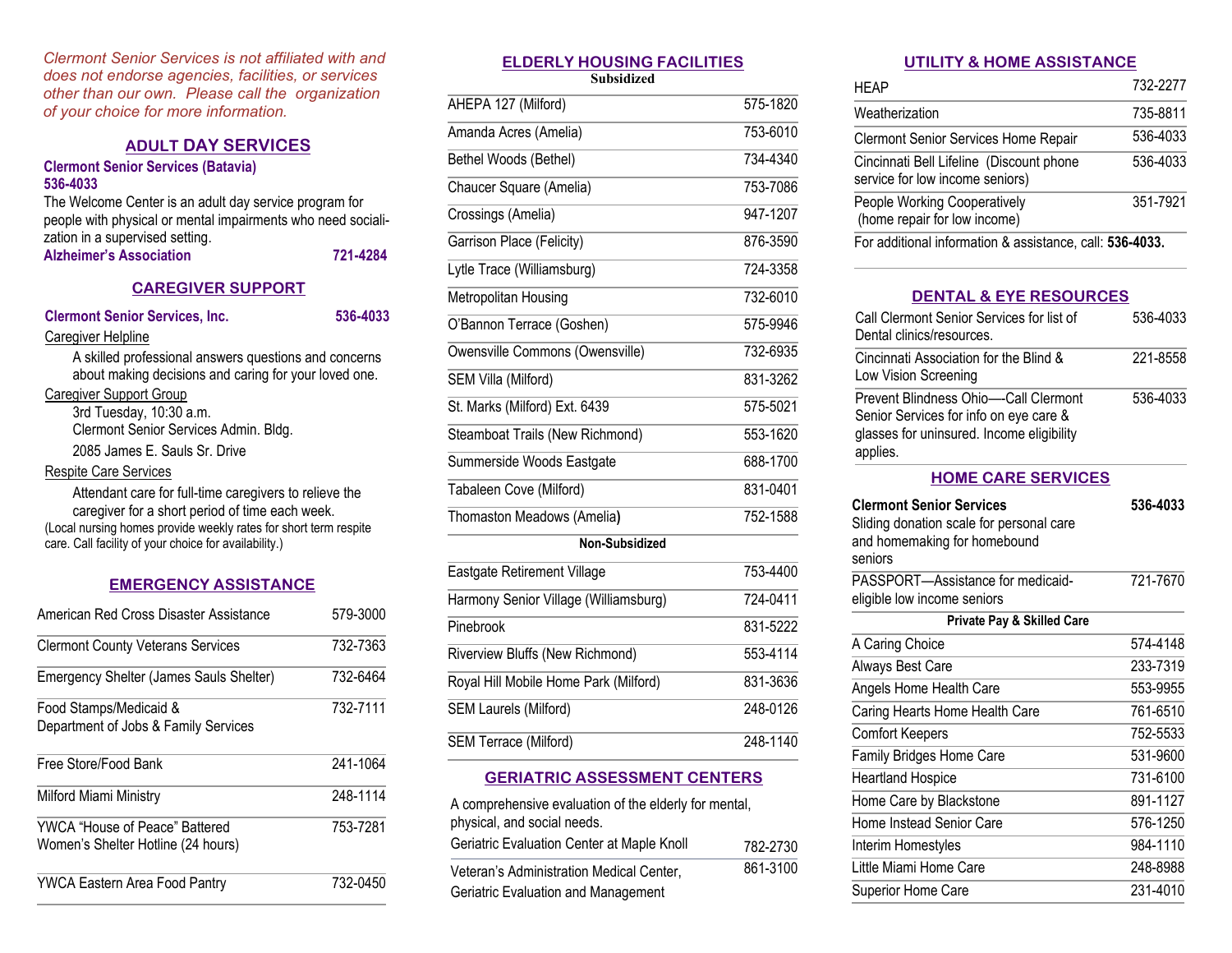*Clermont Senior Services is not affiliated with and does not endorse agencies, facilities, or services other than our own. Please call the organization of your choice for more information.*

## ADULT DAY SERVICES

**Clermont Senior Services (Batavia)**
**536-4033**

The Welcome Center is an adult day service program for people with physical or mental impairments who need socialization in a supervised setting.

**Alzheimer's Association** **721-4284**

## CAREGIVER SUPPORT

**Clermont Senior Services, Inc.** **536-4033**

Caregiver Helpline

A skilled professional answers questions and concerns about making decisions and caring for your loved one.

Caregiver Support Group

3rd Tuesday, 10:30 a.m.
Clermont Senior Services Admin. Bldg.
2085 James E. Sauls Sr. Drive

Respite Care Services

Attendant care for full-time caregivers to relieve the caregiver for a short period of time each week.
(Local nursing homes provide weekly rates for short term respite care. Call facility of your choice for availability.)

## EMERGENCY ASSISTANCE

| | |
|---|---|
| American Red Cross Disaster Assistance | 579-3000 |
| Clermont County Veterans Services | 732-7363 |
| Emergency Shelter (James Sauls Shelter) | 732-6464 |
| Food Stamps/Medicaid & Department of Jobs & Family Services | 732-7111 |
| Free Store/Food Bank | 241-1064 |
| Milford Miami Ministry | 248-1114 |
| YWCA "House of Peace" Battered Women's Shelter Hotline (24 hours) | 753-7281 |
| YWCA Eastern Area Food Pantry | 732-0450 |

## ELDERLY HOUSING FACILITIES

| Subsidized | |
|---|---|
| AHEPA 127 (Milford) | 575-1820 |
| Amanda Acres (Amelia) | 753-6010 |
| Bethel Woods (Bethel) | 734-4340 |
| Chaucer Square (Amelia) | 753-7086 |
| Crossings (Amelia) | 947-1207 |
| Garrison Place (Felicity) | 876-3590 |
| Lytle Trace (Williamsburg) | 724-3358 |
| Metropolitan Housing | 732-6010 |
| O'Bannon Terrace (Goshen) | 575-9946 |
| Owensville Commons (Owensville) | 732-6935 |
| SEM Villa (Milford) | 831-3262 |
| St. Marks (Milford) Ext. 6439 | 575-5021 |
| Steamboat Trails (New Richmond) | 553-1620 |
| Summerside Woods Eastgate | 688-1700 |
| Tabaleen Cove (Milford) | 831-0401 |
| Thomaston Meadows (Amelia**)** | 752-1588 |
| **Non-Subsidized** | |
| Eastgate Retirement Village | 753-4400 |
| Harmony Senior Village (Williamsburg) | 724-0411 |
| Pinebrook | 831-5222 |
| Riverview Bluffs (New Richmond) | 553-4114 |
| Royal Hill Mobile Home Park (Milford) | 831-3636 |
| SEM Laurels (Milford) | 248-0126 |
| SEM Terrace (Milford) | 248-1140 |

## GERIATRIC ASSESSMENT CENTERS

A comprehensive evaluation of the elderly for mental, physical, and social needs.

| | |
|---|---|
| Geriatric Evaluation Center at Maple Knoll | 782-2730 |
| Veteran's Administration Medical Center, Geriatric Evaluation and Management | 861-3100 |

## UTILITY & HOME ASSISTANCE

| | |
|---|---|
| HEAP | 732-2277 |
| Weatherization | 735-8811 |
| Clermont Senior Services Home Repair | 536-4033 |
| Cincinnati Bell Lifeline (Discount phone service for low income seniors) | 536-4033 |
| People Working Cooperatively (home repair for low income) | 351-7921 |

For additional information & assistance, call: **536-4033.**

## DENTAL & EYE RESOURCES

| | |
|---|---|
| Call Clermont Senior Services for list of Dental clinics/resources. | 536-4033 |
| Cincinnati Association for the Blind & Low Vision Screening | 221-8558 |
| Prevent Blindness Ohio—Call Clermont Senior Services for info on eye care & glasses for uninsured. Income eligibility applies. | 536-4033 |

## HOME CARE SERVICES

| | |
|---|---|
| **Clermont Senior Services** Sliding donation scale for personal care and homemaking for homebound seniors | **536-4033** |
| PASSPORT—Assistance for medicaid-eligible low income seniors | 721-7670 |
| **Private Pay & Skilled Care** | |
| A Caring Choice | 574-4148 |
| Always Best Care | 233-7319 |
| Angels Home Health Care | 553-9955 |
| Caring Hearts Home Health Care | 761-6510 |
| Comfort Keepers | 752-5533 |
| Family Bridges Home Care | 531-9600 |
| Heartland Hospice | 731-6100 |
| Home Care by Blackstone | 891-1127 |
| Home Instead Senior Care | 576-1250 |
| Interim Homestyles | 984-1110 |
| Little Miami Home Care | 248-8988 |
| Superior Home Care | 231-4010 |